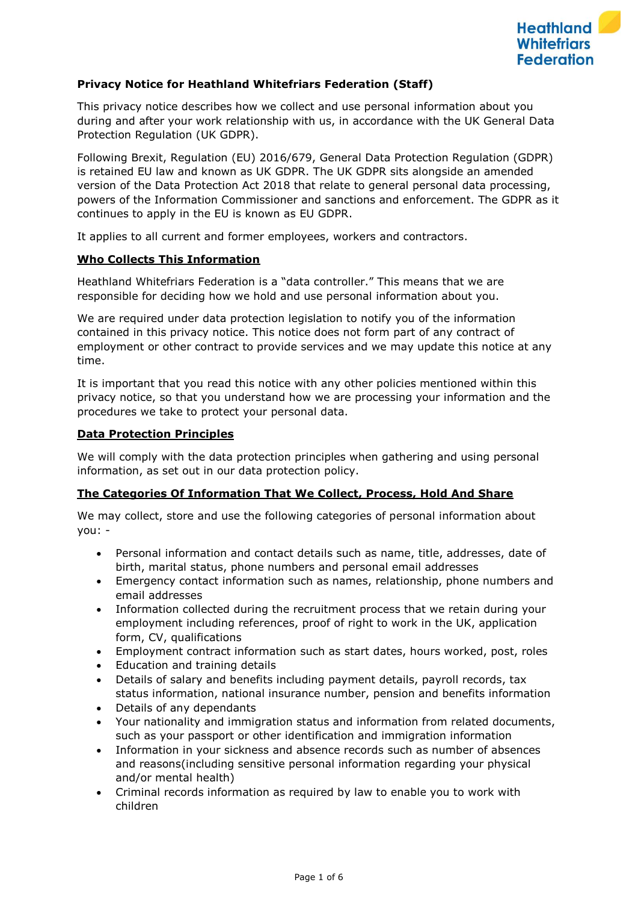Heathland Whitefriars Federation

**Privacy Notice for Heathland Whitefriars Federation (Staff)**

This privacy notice describes how we collect and use personal information about you during and after your work relationship with us, in accordance with the UK General Data Protection Regulation (UK GDPR).

Following Brexit, Regulation (EU) 2016/679, General Data Protection Regulation (GDPR) is retained EU law and known as UK GDPR. The UK GDPR sits alongside an amended version of the Data Protection Act 2018 that relate to general personal data processing, powers of the Information Commissioner and sanctions and enforcement. The GDPR as it continues to apply in the EU is known as EU GDPR.

It applies to all current and former employees, workers and contractors.

## Who Collects This Information

Heathland Whitefriars Federation is a "data controller." This means that we are responsible for deciding how we hold and use personal information about you.

We are required under data protection legislation to notify you of the information contained in this privacy notice. This notice does not form part of any contract of employment or other contract to provide services and we may update this notice at any time.

It is important that you read this notice with any other policies mentioned within this privacy notice, so that you understand how we are processing your information and the procedures we take to protect your personal data.

## Data Protection Principles

We will comply with the data protection principles when gathering and using personal information, as set out in our data protection policy.

## The Categories Of Information That We Collect, Process, Hold And Share

We may collect, store and use the following categories of personal information about you: -

- Personal information and contact details such as name, title, addresses, date of birth, marital status, phone numbers and personal email addresses
- Emergency contact information such as names, relationship, phone numbers and email addresses
- Information collected during the recruitment process that we retain during your employment including references, proof of right to work in the UK, application form, CV, qualifications
- Employment contract information such as start dates, hours worked, post, roles
- Education and training details
- Details of salary and benefits including payment details, payroll records, tax status information, national insurance number, pension and benefits information
- Details of any dependants
- Your nationality and immigration status and information from related documents, such as your passport or other identification and immigration information
- Information in your sickness and absence records such as number of absences and reasons(including sensitive personal information regarding your physical and/or mental health)
- Criminal records information as required by law to enable you to work with children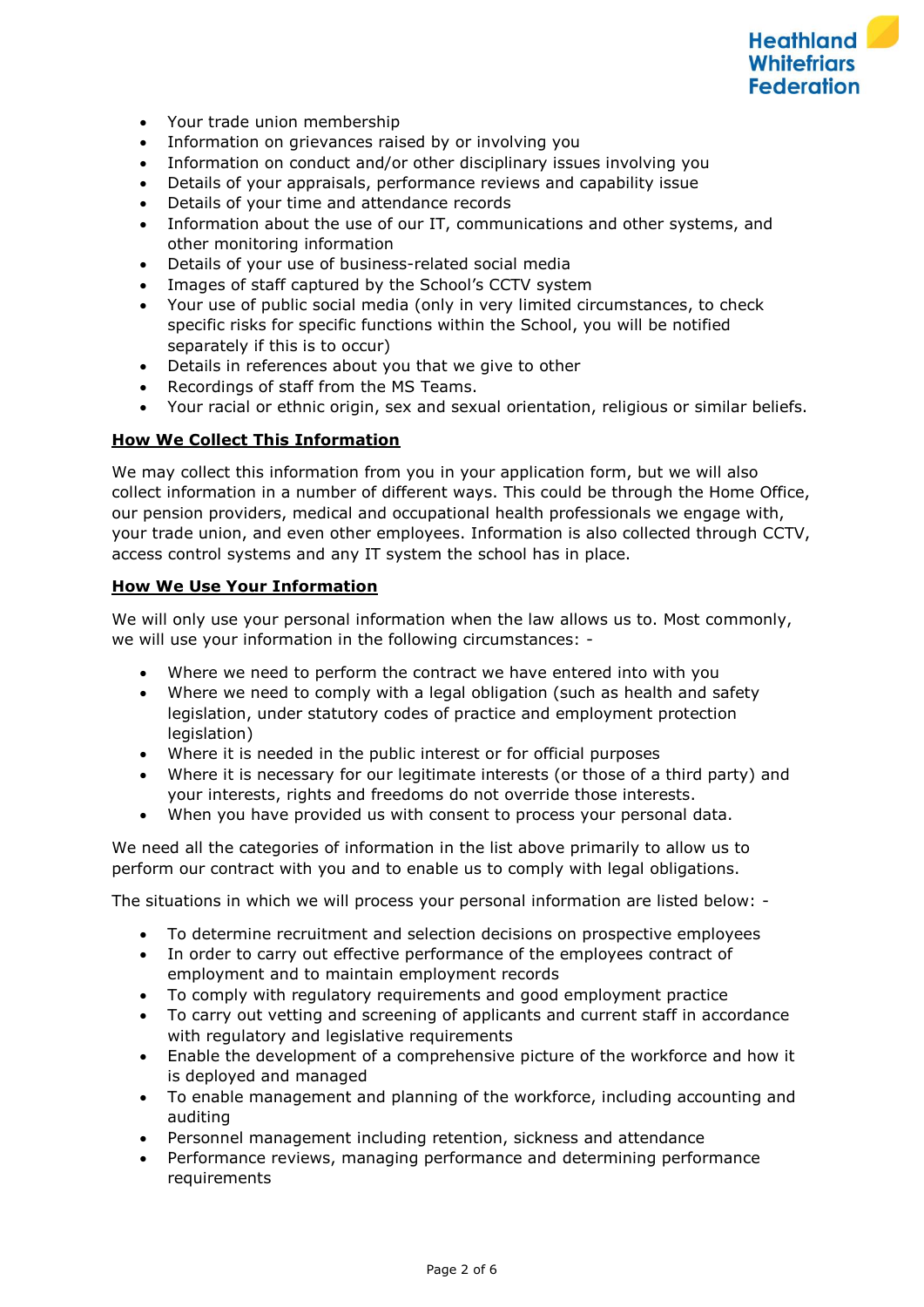- Your trade union membership
- Information on grievances raised by or involving you
- Information on conduct and/or other disciplinary issues involving you
- Details of your appraisals, performance reviews and capability issue
- Details of your time and attendance records
- Information about the use of our IT, communications and other systems, and other monitoring information
- Details of your use of business-related social media
- Images of staff captured by the School's CCTV system
- Your use of public social media (only in very limited circumstances, to check specific risks for specific functions within the School, you will be notified separately if this is to occur)
- Details in references about you that we give to other
- Recordings of staff from the MS Teams.
- Your racial or ethnic origin, sex and sexual orientation, religious or similar beliefs.

**How We Collect This Information**

We may collect this information from you in your application form, but we will also collect information in a number of different ways. This could be through the Home Office, our pension providers, medical and occupational health professionals we engage with, your trade union, and even other employees. Information is also collected through CCTV, access control systems and any IT system the school has in place.

**How We Use Your Information**

We will only use your personal information when the law allows us to. Most commonly, we will use your information in the following circumstances: -

- Where we need to perform the contract we have entered into with you
- Where we need to comply with a legal obligation (such as health and safety legislation, under statutory codes of practice and employment protection legislation)
- Where it is needed in the public interest or for official purposes
- Where it is necessary for our legitimate interests (or those of a third party) and your interests, rights and freedoms do not override those interests.
- When you have provided us with consent to process your personal data.

We need all the categories of information in the list above primarily to allow us to perform our contract with you and to enable us to comply with legal obligations.

The situations in which we will process your personal information are listed below: -

- To determine recruitment and selection decisions on prospective employees
- In order to carry out effective performance of the employees contract of employment and to maintain employment records
- To comply with regulatory requirements and good employment practice
- To carry out vetting and screening of applicants and current staff in accordance with regulatory and legislative requirements
- Enable the development of a comprehensive picture of the workforce and how it is deployed and managed
- To enable management and planning of the workforce, including accounting and auditing
- Personnel management including retention, sickness and attendance
- Performance reviews, managing performance and determining performance requirements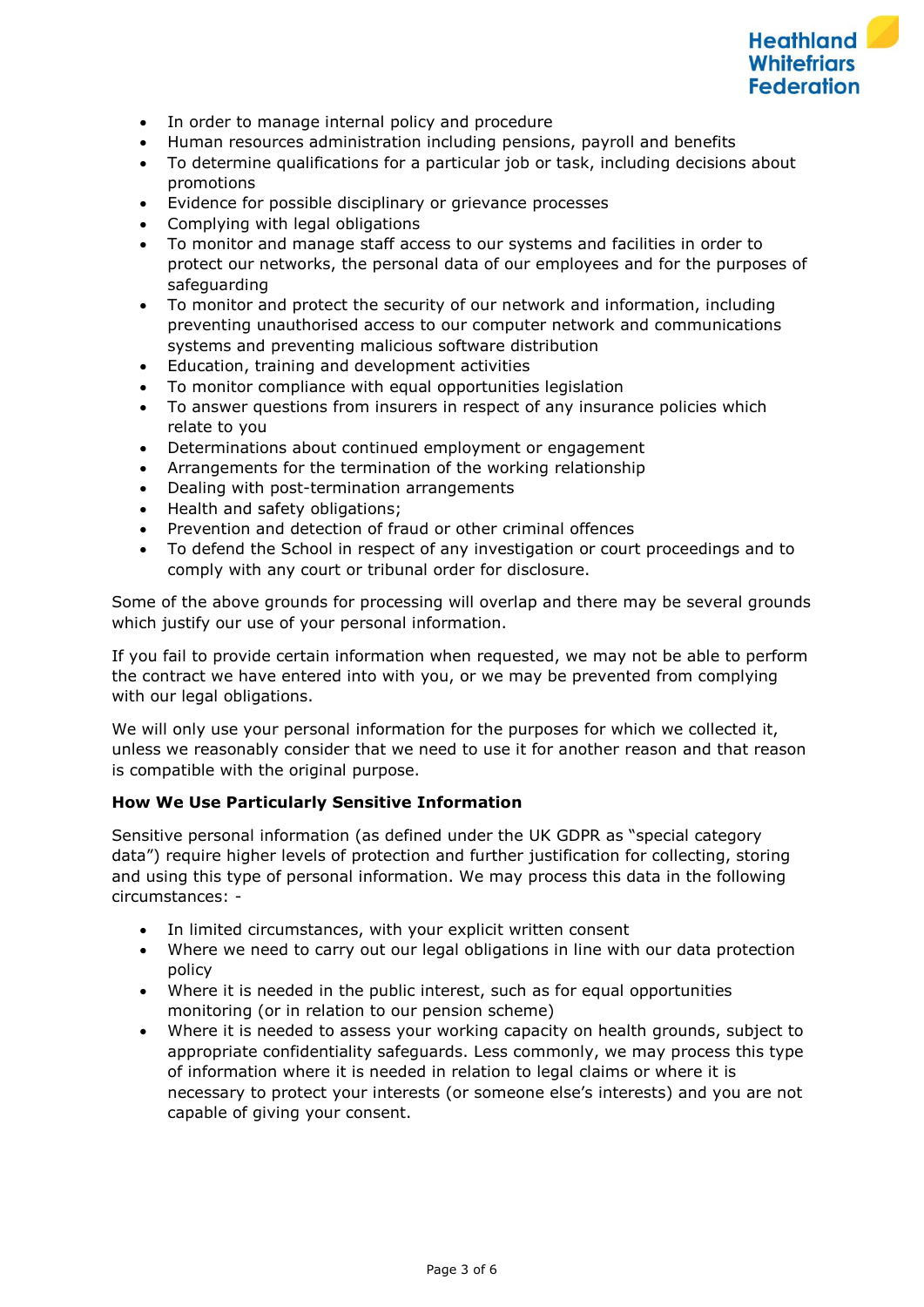- In order to manage internal policy and procedure
- Human resources administration including pensions, payroll and benefits
- To determine qualifications for a particular job or task, including decisions about promotions
- Evidence for possible disciplinary or grievance processes
- Complying with legal obligations
- To monitor and manage staff access to our systems and facilities in order to protect our networks, the personal data of our employees and for the purposes of safeguarding
- To monitor and protect the security of our network and information, including preventing unauthorised access to our computer network and communications systems and preventing malicious software distribution
- Education, training and development activities
- To monitor compliance with equal opportunities legislation
- To answer questions from insurers in respect of any insurance policies which relate to you
- Determinations about continued employment or engagement
- Arrangements for the termination of the working relationship
- Dealing with post-termination arrangements
- Health and safety obligations;
- Prevention and detection of fraud or other criminal offences
- To defend the School in respect of any investigation or court proceedings and to comply with any court or tribunal order for disclosure.

Some of the above grounds for processing will overlap and there may be several grounds which justify our use of your personal information.

If you fail to provide certain information when requested, we may not be able to perform the contract we have entered into with you, or we may be prevented from complying with our legal obligations.

We will only use your personal information for the purposes for which we collected it, unless we reasonably consider that we need to use it for another reason and that reason is compatible with the original purpose.

**How We Use Particularly Sensitive Information**

Sensitive personal information (as defined under the UK GDPR as "special category data") require higher levels of protection and further justification for collecting, storing and using this type of personal information. We may process this data in the following circumstances: -

- In limited circumstances, with your explicit written consent
- Where we need to carry out our legal obligations in line with our data protection policy
- Where it is needed in the public interest, such as for equal opportunities monitoring (or in relation to our pension scheme)
- Where it is needed to assess your working capacity on health grounds, subject to appropriate confidentiality safeguards. Less commonly, we may process this type of information where it is needed in relation to legal claims or where it is necessary to protect your interests (or someone else's interests) and you are not capable of giving your consent.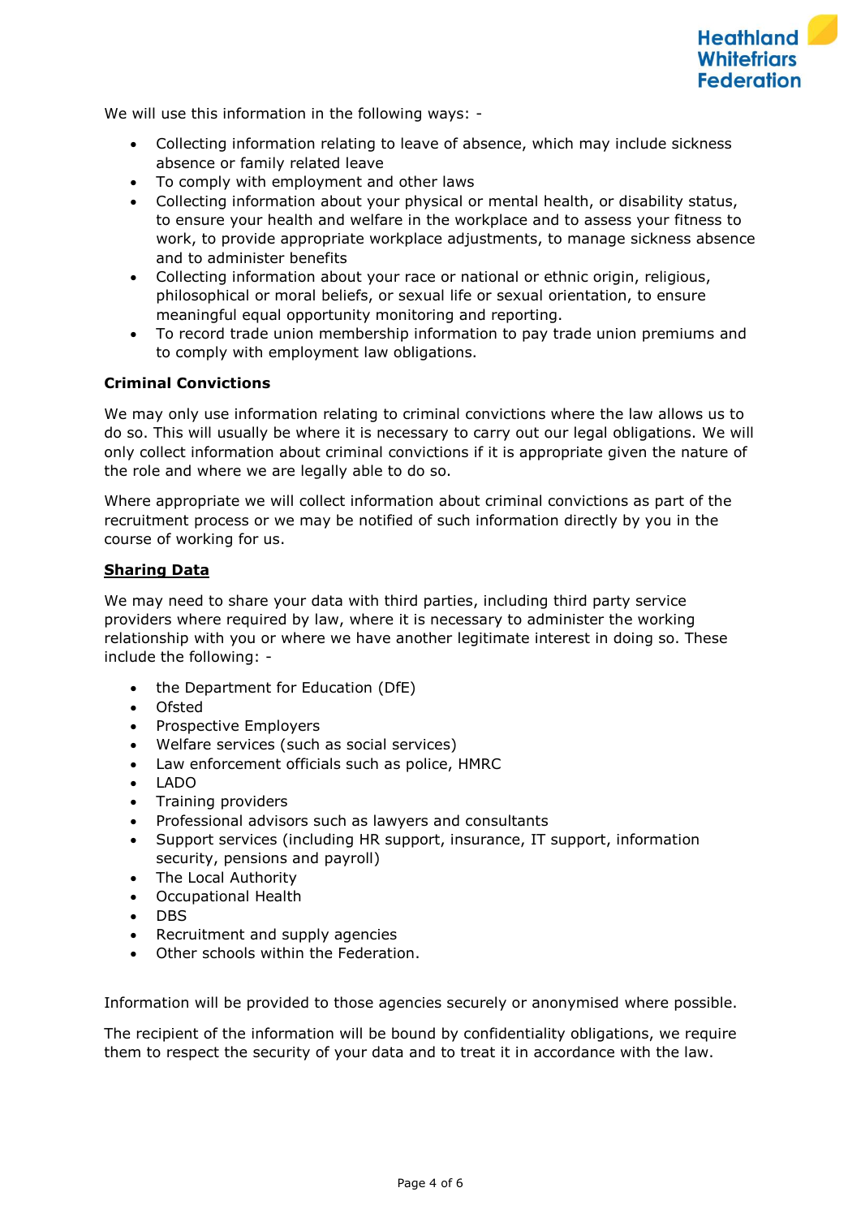We will use this information in the following ways: -

- Collecting information relating to leave of absence, which may include sickness absence or family related leave
- To comply with employment and other laws
- Collecting information about your physical or mental health, or disability status, to ensure your health and welfare in the workplace and to assess your fitness to work, to provide appropriate workplace adjustments, to manage sickness absence and to administer benefits
- Collecting information about your race or national or ethnic origin, religious, philosophical or moral beliefs, or sexual life or sexual orientation, to ensure meaningful equal opportunity monitoring and reporting.
- To record trade union membership information to pay trade union premiums and to comply with employment law obligations.

**Criminal Convictions**

We may only use information relating to criminal convictions where the law allows us to do so. This will usually be where it is necessary to carry out our legal obligations. We will only collect information about criminal convictions if it is appropriate given the nature of the role and where we are legally able to do so.

Where appropriate we will collect information about criminal convictions as part of the recruitment process or we may be notified of such information directly by you in the course of working for us.

## **Sharing Data**

We may need to share your data with third parties, including third party service providers where required by law, where it is necessary to administer the working relationship with you or where we have another legitimate interest in doing so. These include the following: -

- the Department for Education (DfE)
- Ofsted
- Prospective Employers
- Welfare services (such as social services)
- Law enforcement officials such as police, HMRC
- LADO
- Training providers
- Professional advisors such as lawyers and consultants
- Support services (including HR support, insurance, IT support, information security, pensions and payroll)
- The Local Authority
- Occupational Health
- DBS
- Recruitment and supply agencies
- Other schools within the Federation.

Information will be provided to those agencies securely or anonymised where possible.

The recipient of the information will be bound by confidentiality obligations, we require them to respect the security of your data and to treat it in accordance with the law.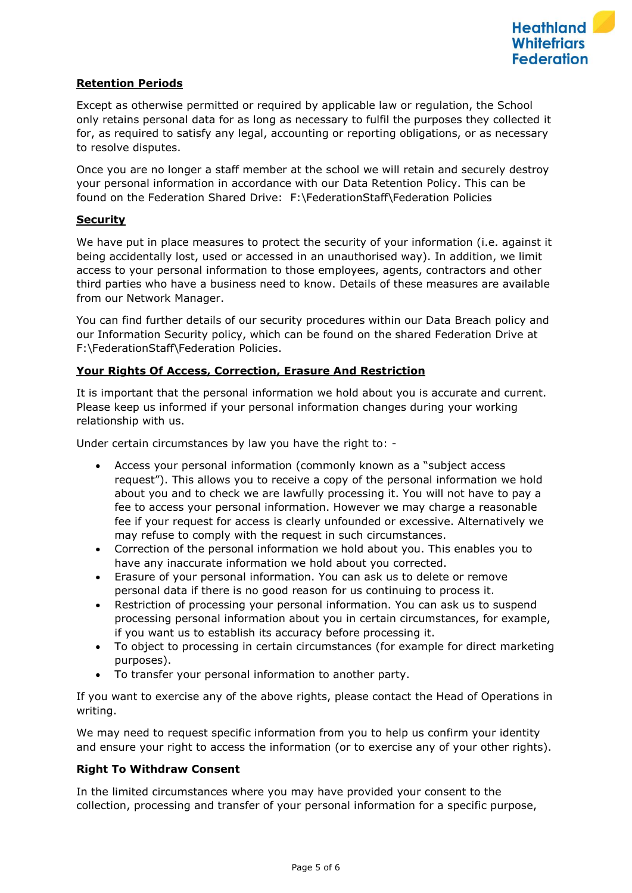**Retention Periods**

Except as otherwise permitted or required by applicable law or regulation, the School only retains personal data for as long as necessary to fulfil the purposes they collected it for, as required to satisfy any legal, accounting or reporting obligations, or as necessary to resolve disputes.

Once you are no longer a staff member at the school we will retain and securely destroy your personal information in accordance with our Data Retention Policy. This can be found on the Federation Shared Drive: F:\FederationStaff\Federation Policies

**Security**

We have put in place measures to protect the security of your information (i.e. against it being accidentally lost, used or accessed in an unauthorised way). In addition, we limit access to your personal information to those employees, agents, contractors and other third parties who have a business need to know. Details of these measures are available from our Network Manager.

You can find further details of our security procedures within our Data Breach policy and our Information Security policy, which can be found on the shared Federation Drive at F:\FederationStaff\Federation Policies.

**Your Rights Of Access, Correction, Erasure And Restriction**

It is important that the personal information we hold about you is accurate and current. Please keep us informed if your personal information changes during your working relationship with us.

Under certain circumstances by law you have the right to: -

- Access your personal information (commonly known as a "subject access request"). This allows you to receive a copy of the personal information we hold about you and to check we are lawfully processing it. You will not have to pay a fee to access your personal information. However we may charge a reasonable fee if your request for access is clearly unfounded or excessive. Alternatively we may refuse to comply with the request in such circumstances.
- Correction of the personal information we hold about you. This enables you to have any inaccurate information we hold about you corrected.
- Erasure of your personal information. You can ask us to delete or remove personal data if there is no good reason for us continuing to process it.
- Restriction of processing your personal information. You can ask us to suspend processing personal information about you in certain circumstances, for example, if you want us to establish its accuracy before processing it.
- To object to processing in certain circumstances (for example for direct marketing purposes).
- To transfer your personal information to another party.

If you want to exercise any of the above rights, please contact the Head of Operations in writing.

We may need to request specific information from you to help us confirm your identity and ensure your right to access the information (or to exercise any of your other rights).

**Right To Withdraw Consent**

In the limited circumstances where you may have provided your consent to the collection, processing and transfer of your personal information for a specific purpose,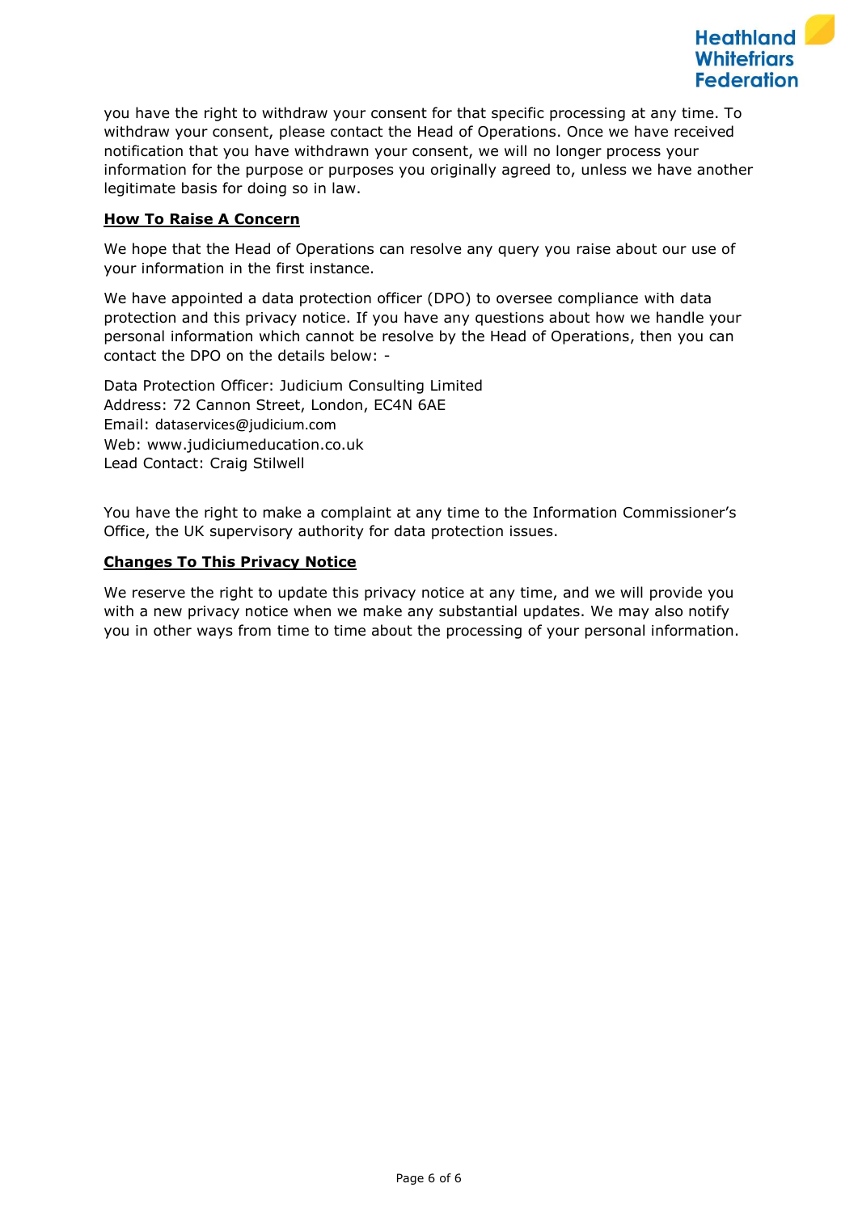you have the right to withdraw your consent for that specific processing at any time. To withdraw your consent, please contact the Head of Operations. Once we have received notification that you have withdrawn your consent, we will no longer process your information for the purpose or purposes you originally agreed to, unless we have another legitimate basis for doing so in law.

## How To Raise A Concern

We hope that the Head of Operations can resolve any query you raise about our use of your information in the first instance.

We have appointed a data protection officer (DPO) to oversee compliance with data protection and this privacy notice. If you have any questions about how we handle your personal information which cannot be resolve by the Head of Operations, then you can contact the DPO on the details below: -

Data Protection Officer: Judicium Consulting Limited
Address: 72 Cannon Street, London, EC4N 6AE
Email: dataservices@judicium.com
Web: www.judiciumeducation.co.uk
Lead Contact: Craig Stilwell

You have the right to make a complaint at any time to the Information Commissioner's Office, the UK supervisory authority for data protection issues.

## Changes To This Privacy Notice

We reserve the right to update this privacy notice at any time, and we will provide you with a new privacy notice when we make any substantial updates. We may also notify you in other ways from time to time about the processing of your personal information.